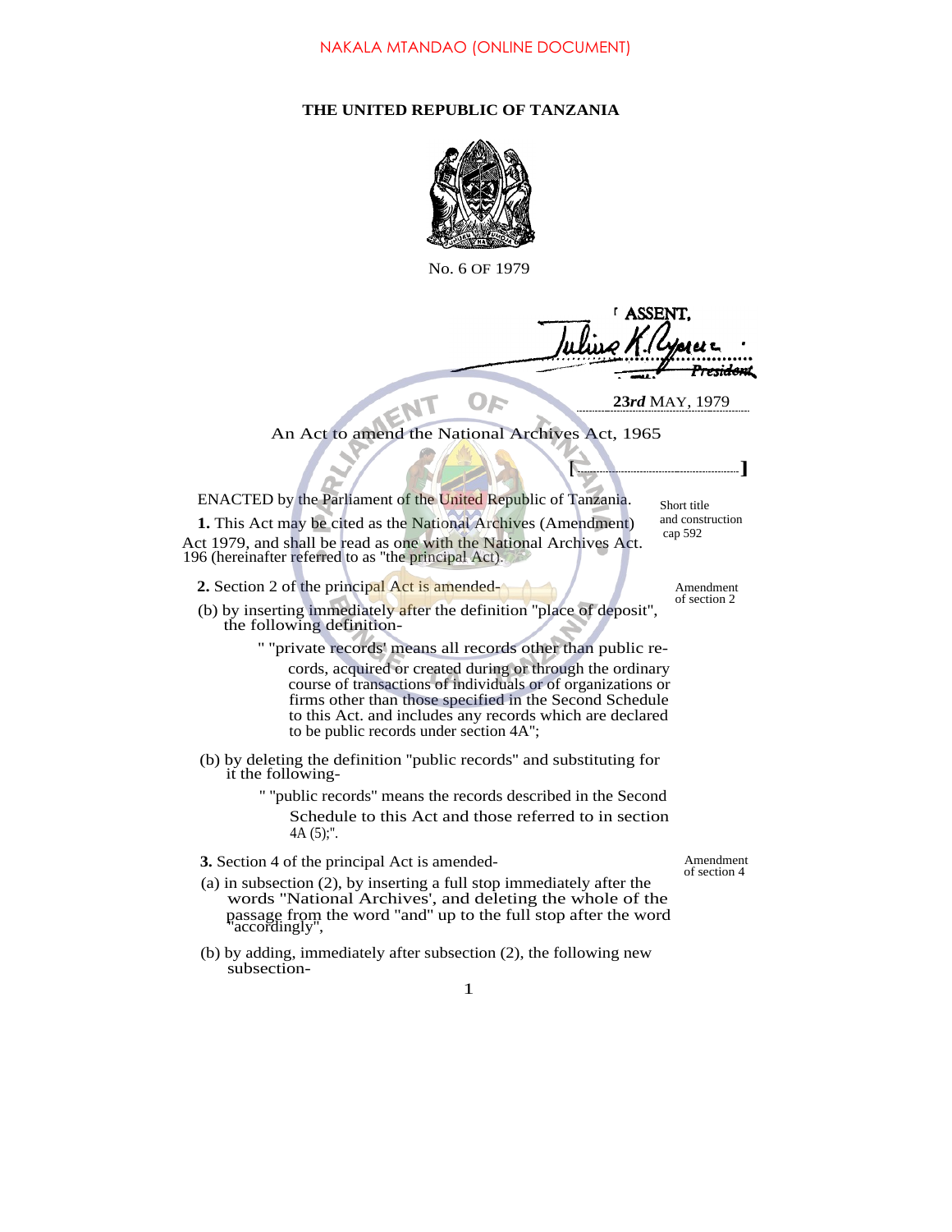NAKALA MTANDAO (ONLINE DOCUMENT)

**THE UNITED REPUBLIC OF TANZANIA**

No. 6 OF 1979

ASSENT.

*Julius K. Nyerere*
*President*

**23*rd*** MAY, 1979

An Act to amend the National Archives Act, 1965

[.............................................]

ENACTED by the Parliament of the United Republic of Tanzania.

Short title and construction cap 592

**1.** This Act may be cited as the National Archives (Amendment) Act 1979, and shall be read as one with the National Archives Act. 196 (hereinafter referred to as "the principal Act).

Amendment of section 2

**2.** Section 2 of the principal Act is amended-

(b) by inserting immediately after the definition "place of deposit", the following definition-

" "private records' means all records other than public records, acquired or created during or through the ordinary course of transactions of individuals or of organizations or firms other than those specified in the Second Schedule to this Act. and includes any records which are declared to be public records under section 4A";

(b) by deleting the definition "public records" and substituting for it the following-

" "public records" means the records described in the Second Schedule to this Act and those referred to in section 4A (5);".

Amendment of section 4

**3.** Section 4 of the principal Act is amended-

(a) in subsection (2), by inserting a full stop immediately after the words "National Archives', and deleting the whole of the passage from the word "and" up to the full stop after the word "accordingly",

(b) by adding, immediately after subsection (2), the following new subsection-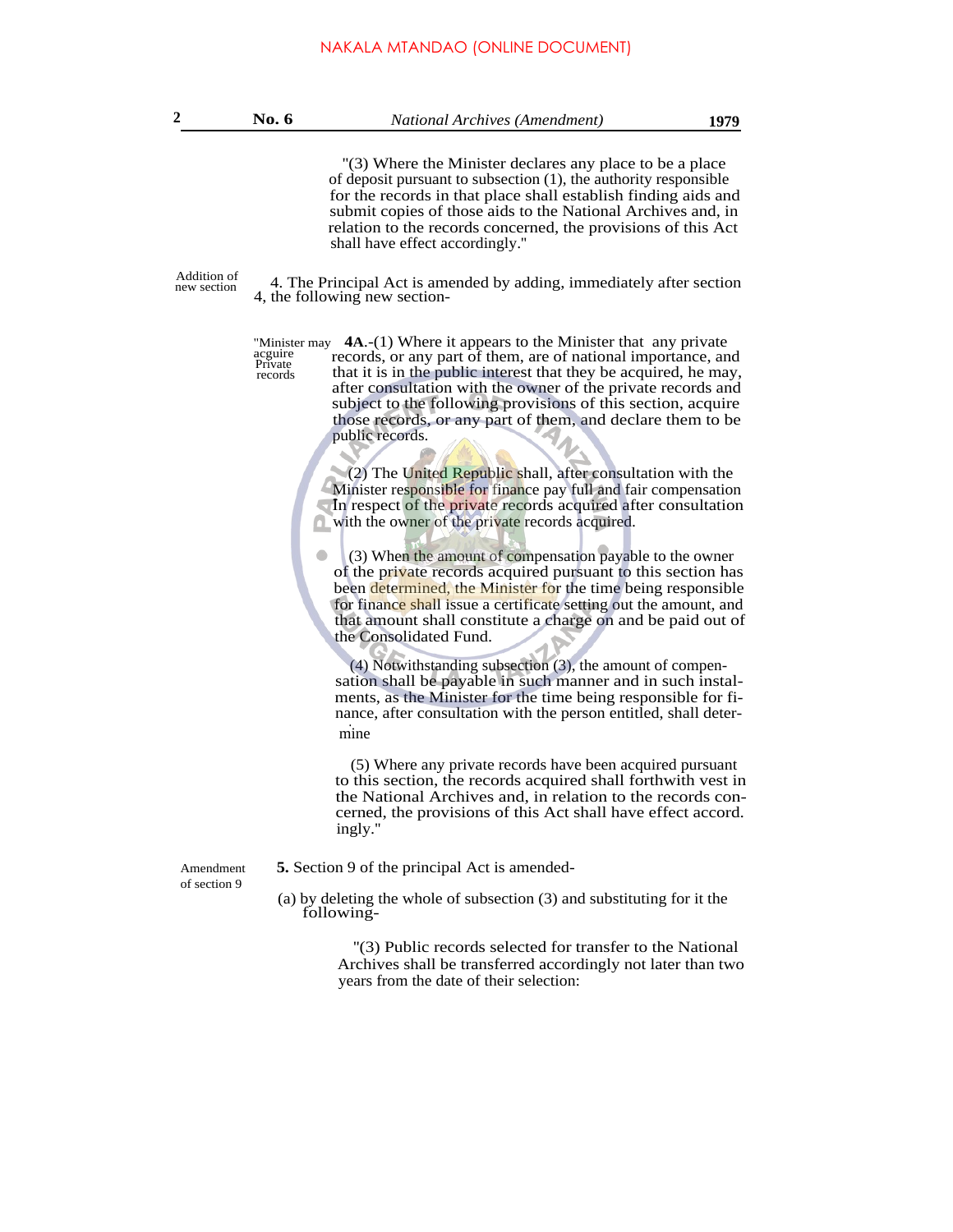"(3) Where the Minister declares any place to be a place of deposit pursuant to subsection (1), the authority responsible for the records in that place shall establish finding aids and submit copies of those aids to the National Archives and, in relation to the records concerned, the provisions of this Act shall have effect accordingly."

Addition of new section

4. The Principal Act is amended by adding, immediately after section 4, the following new section-

"Minister may acguire Private records

**4A**.-(1) Where it appears to the Minister that any private records, or any part of them, are of national importance, and that it is in the public interest that they be acquired, he may, after consultation with the owner of the private records and subject to the following provisions of this section, acquire those records, or any part of them, and declare them to be public records.

(2) The United Republic shall, after consultation with the Minister responsible for finance pay full and fair compensation In respect of the private records acquired after consultation with the owner of the private records acquired.

(3) When the amount of compensation payable to the owner of the private records acquired pursuant to this section has been determined, the Minister for the time being responsible for finance shall issue a certificate setting out the amount, and that amount shall constitute a charge on and be paid out of the Consolidated Fund.

(4) Notwithstanding subsection (3), the amount of compensation shall be payable in such manner and in such instalments, as the Minister for the time being responsible for finance, after consultation with the person entitled, shall determine

(5) Where any private records have been acquired pursuant to this section, the records acquired shall forthwith vest in the National Archives and, in relation to the records concerned, the provisions of this Act shall have effect accord. ingly."

Amendment of section 9

**5.** Section 9 of the principal Act is amended-

(a) by deleting the whole of subsection (3) and substituting for it the following-

"(3) Public records selected for transfer to the National Archives shall be transferred accordingly not later than two years from the date of their selection: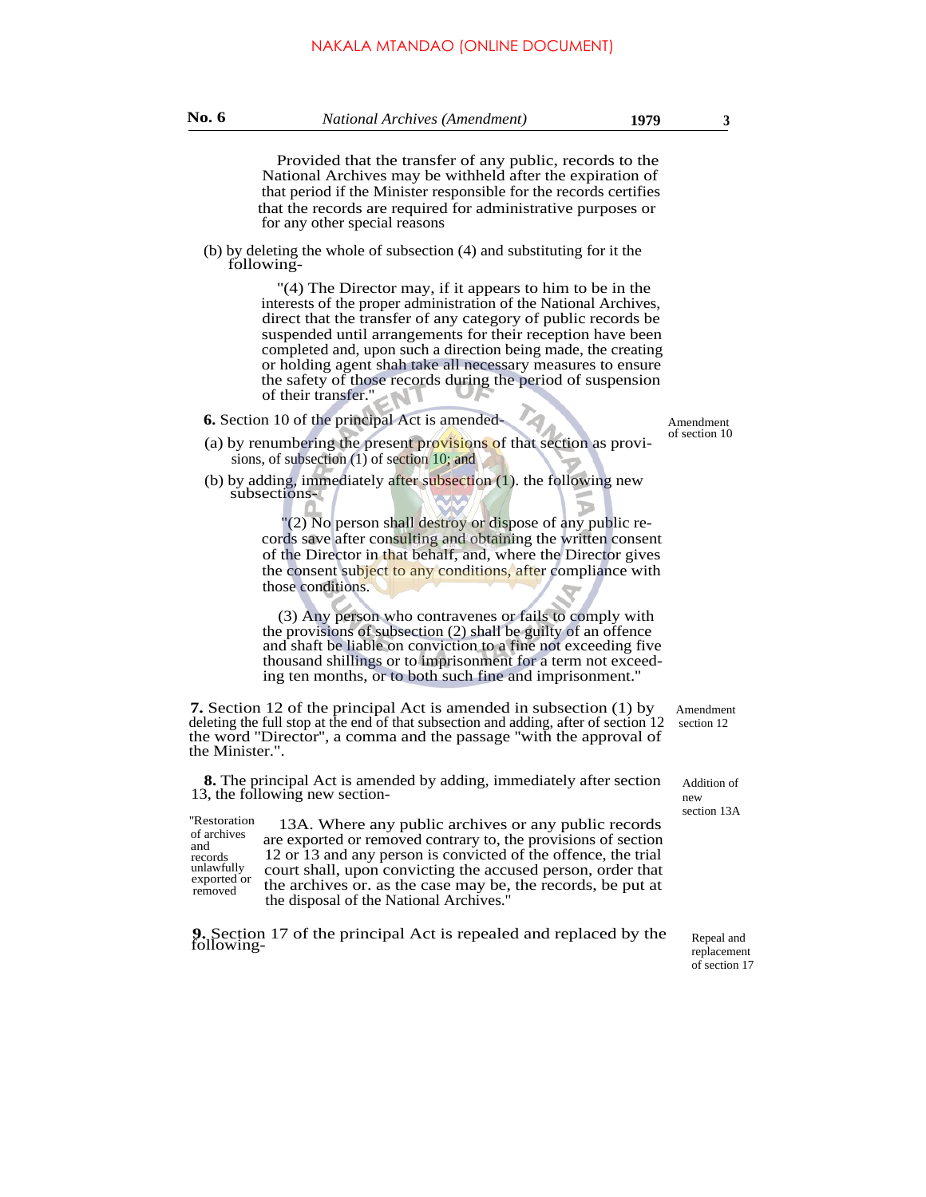Provided that the transfer of any public, records to the National Archives may be withheld after the expiration of that period if the Minister responsible for the records certifies that the records are required for administrative purposes or for any other special reasons

(b) by deleting the whole of subsection (4) and substituting for it the following-

"(4) The Director may, if it appears to him to be in the interests of the proper administration of the National Archives, direct that the transfer of any category of public records be suspended until arrangements for their reception have been completed and, upon such a direction being made, the creating or holding agent shah take all necessary measures to ensure the safety of those records during the period of suspension of their transfer."

*Amendment of section 10*

**6.** Section 10 of the principal Act is amended-

(a) by renumbering the present provisions of that section as provisions, of subsection (1) of section 10; and

(b) by adding, immediately after subsection (1). the following new subsections-

"(2) No person shall destroy or dispose of any public records save after consulting and obtaining the written consent of the Director in that behalf, and, where the Director gives the consent subject to any conditions, after compliance with those conditions.

(3) Any person who contravenes or fails to comply with the provisions of subsection (2) shall be guilty of an offence and shaft be liable on conviction to a fine not exceeding five thousand shillings or to imprisonment for a term not exceeding ten months, or to both such fine and imprisonment."

*Amendment section 12*

**7.** Section 12 of the principal Act is amended in subsection (1) by deleting the full stop at the end of that subsection and adding, after of section 12 the word "Director", a comma and the passage "with the approval of the Minister.".

*Addition of new section 13A*

**8.** The principal Act is amended by adding, immediately after section 13, the following new section-

*"Restoration of archives and records unlawfully exported or removed*

13A. Where any public archives or any public records are exported or removed contrary to, the provisions of section 12 or 13 and any person is convicted of the offence, the trial court shall, upon convicting the accused person, order that the archives or. as the case may be, the records, be put at the disposal of the National Archives."

*Repeal and replacement of section 17*

**9.** Section 17 of the principal Act is repealed and replaced by the following-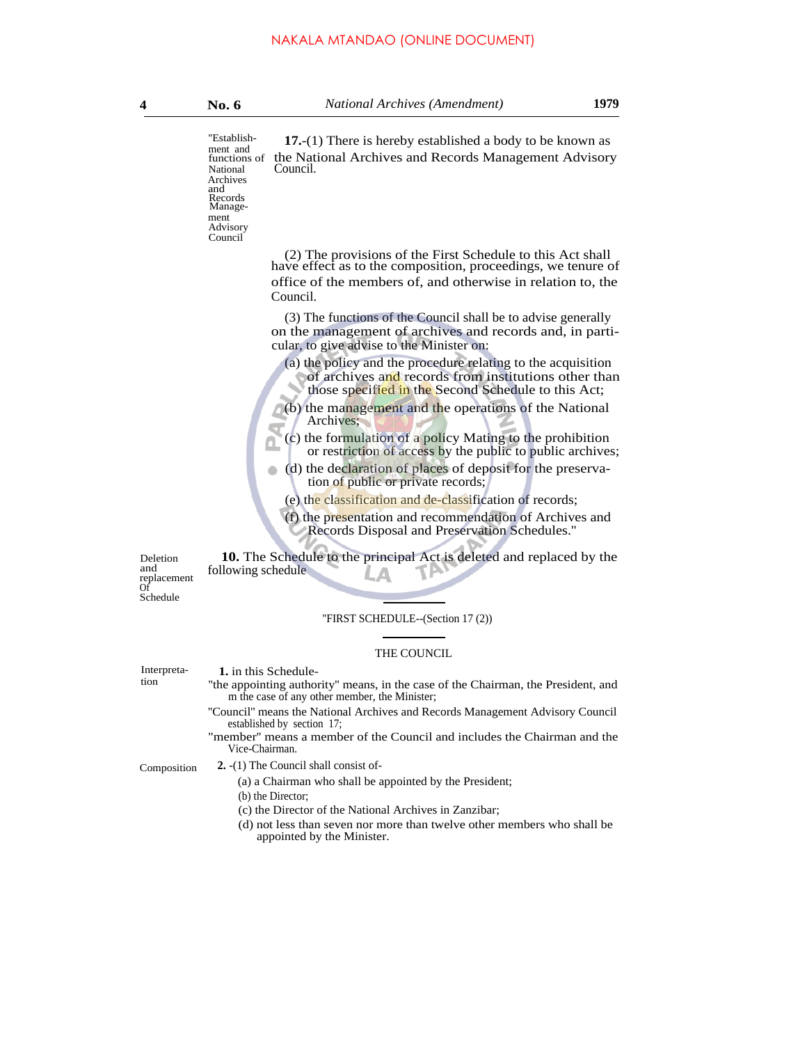"Establishment and functions of National Archives and Records Management Advisory Council

**17.**-(1) There is hereby established a body to be known as the National Archives and Records Management Advisory Council.

(2) The provisions of the First Schedule to this Act shall have effect as to the composition, proceedings, we tenure of office of the members of, and otherwise in relation to, the Council.

(3) The functions of the Council shall be to advise generally on the management of archives and records and, in particular, to give advise to the Minister on:

(a) the policy and the procedure relating to the acquisition of archives and records from institutions other than those specified in the Second Schedule to this Act;

(b) the management and the operations of the National Archives;

(c) the formulation of a policy Mating to the prohibition or restriction of access by the public to public archives;

(d) the declaration of places of deposit for the preservation of public or private records;

(e) the classification and de-classification of records;

(f) the presentation and recommendation of Archives and Records Disposal and Preservation Schedules."

Deletion and replacement Of Schedule

**10.** The Schedule to the principal Act is deleted and replaced by the following schedule

"FIRST SCHEDULE--(Section 17 (2))

THE COUNCIL

Interpretation

**1.** in this Schedule-

"the appointing authority" means, in the case of the Chairman, the President, and m the case of any other member, the Minister;

"Council" means the National Archives and Records Management Advisory Council established by section 17;

"member" means a member of the Council and includes the Chairman and the Vice-Chairman.

Composition

**2.** -(1) The Council shall consist of-

(a) a Chairman who shall be appointed by the President;

(b) the Director;

(c) the Director of the National Archives in Zanzibar;

(d) not less than seven nor more than twelve other members who shall be appointed by the Minister.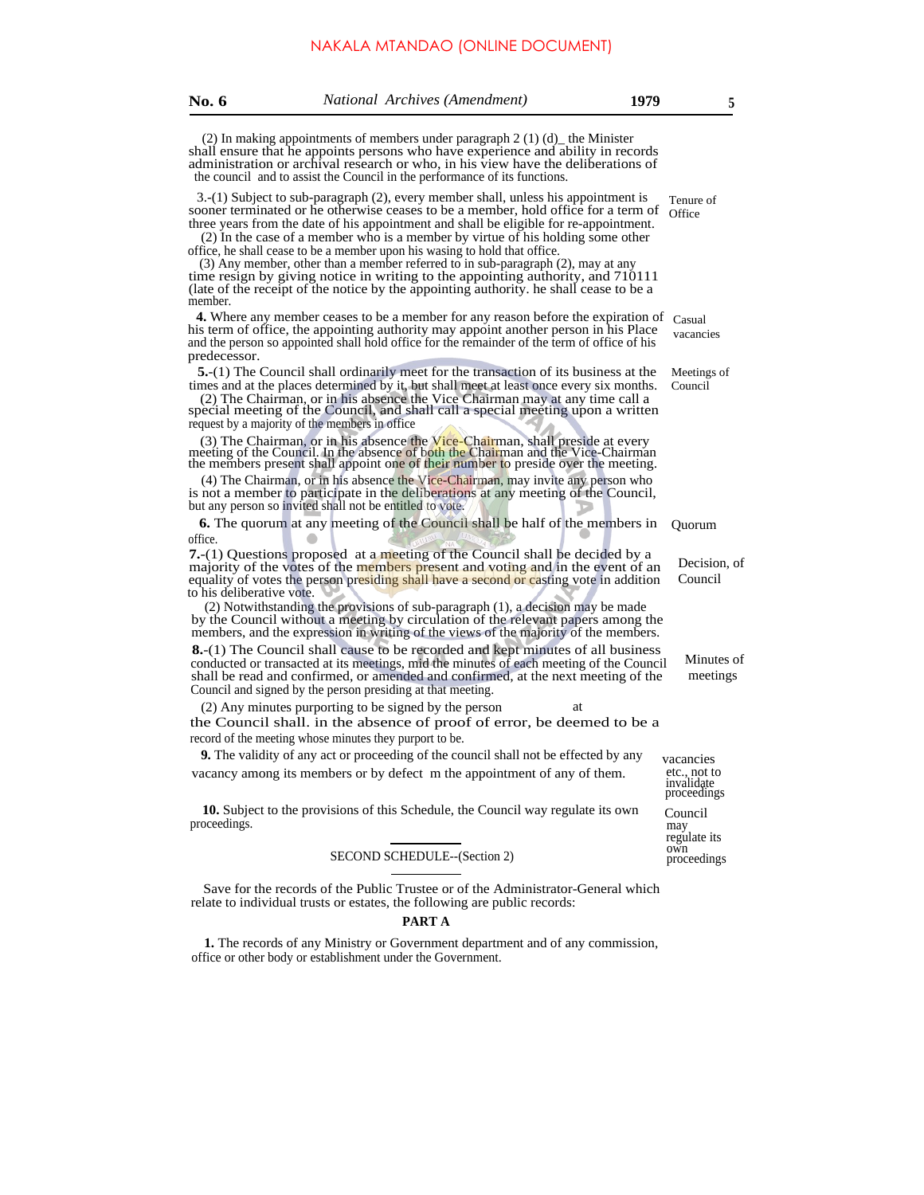(2) In making appointments of members under paragraph 2 (1) (d)_ the Minister shall ensure that he appoints persons who have experience and ability in records administration or archival research or who, in his view have the deliberations of the council and to assist the Council in the performance of its functions.

Tenure of Office

3.-(1) Subject to sub-paragraph (2), every member shall, unless his appointment is sooner terminated or he otherwise ceases to be a member, hold office for a term of three years from the date of his appointment and shall be eligible for re-appointment.

(2) In the case of a member who is a member by virtue of his holding some other office, he shall cease to be a member upon his wasing to hold that office.

(3) Any member, other than a member referred to in sub-paragraph (2), may at any time resign by giving notice in writing to the appointing authority, and 710111 (late of the receipt of the notice by the appointing authority. he shall cease to be a member.

Casual vacancies

**4.** Where any member ceases to be a member for any reason before the expiration of his term of office, the appointing authority may appoint another person in his Place and the person so appointed shall hold office for the remainder of the term of office of his predecessor.

Meetings of Council

**5.**-(1) The Council shall ordinarily meet for the transaction of its business at the times and at the places determined by it, but shall meet at least once every six months.

(2) The Chairman, or in his absence the Vice Chairman may at any time call a special meeting of the Council, and shall call a special meeting upon a written request by a majority of the members in office

(3) The Chairman, or in his absence the Vice-Chairman, shall preside at every meeting of the Council. In the absence of both the Chairman and the Vice-Chairman the members present shall appoint one of their number to preside over the meeting.

(4) The Chairman, or in his absence the Vice-Chairman, may invite any person who is not a member to participate in the deliberations at any meeting of the Council, but any person so invited shall not be entitled to vote.

Quorum

**6.** The quorum at any meeting of the Council shall be half of the members in office.

Decision, of Council

**7.**-(1) Questions proposed at a meeting of the Council shall be decided by a majority of the votes of the members present and voting and in the event of an equality of votes the person presiding shall have a second or casting vote in addition to his deliberative vote.

(2) Notwithstanding the provisions of sub-paragraph (1), a decision may be made by the Council without a meeting by circulation of the relevant papers among the members, and the expression in writing of the views of the majority of the members.

Minutes of meetings

**8.**-(1) The Council shall cause to be recorded and kept minutes of all business conducted or transacted at its meetings, mid the minutes of each meeting of the Council shall be read and confirmed, or amended and confirmed, at the next meeting of the Council and signed by the person presiding at that meeting.

(2) Any minutes purporting to be signed by the person at the Council shall. in the absence of proof of error, be deemed to be a record of the meeting whose minutes they purport to be.

vacancies etc., not to invalidate proceedings

**9.** The validity of any act or proceeding of the council shall not be effected by any vacancy among its members or by defect m the appointment of any of them.

Council may regulate its own proceedings

**10.** Subject to the provisions of this Schedule, the Council way regulate its own proceedings.

---

SECOND SCHEDULE--(Section 2)

---

Save for the records of the Public Trustee or of the Administrator-General which relate to individual trusts or estates, the following are public records:

**PART A**

**1.** The records of any Ministry or Government department and of any commission, office or other body or establishment under the Government.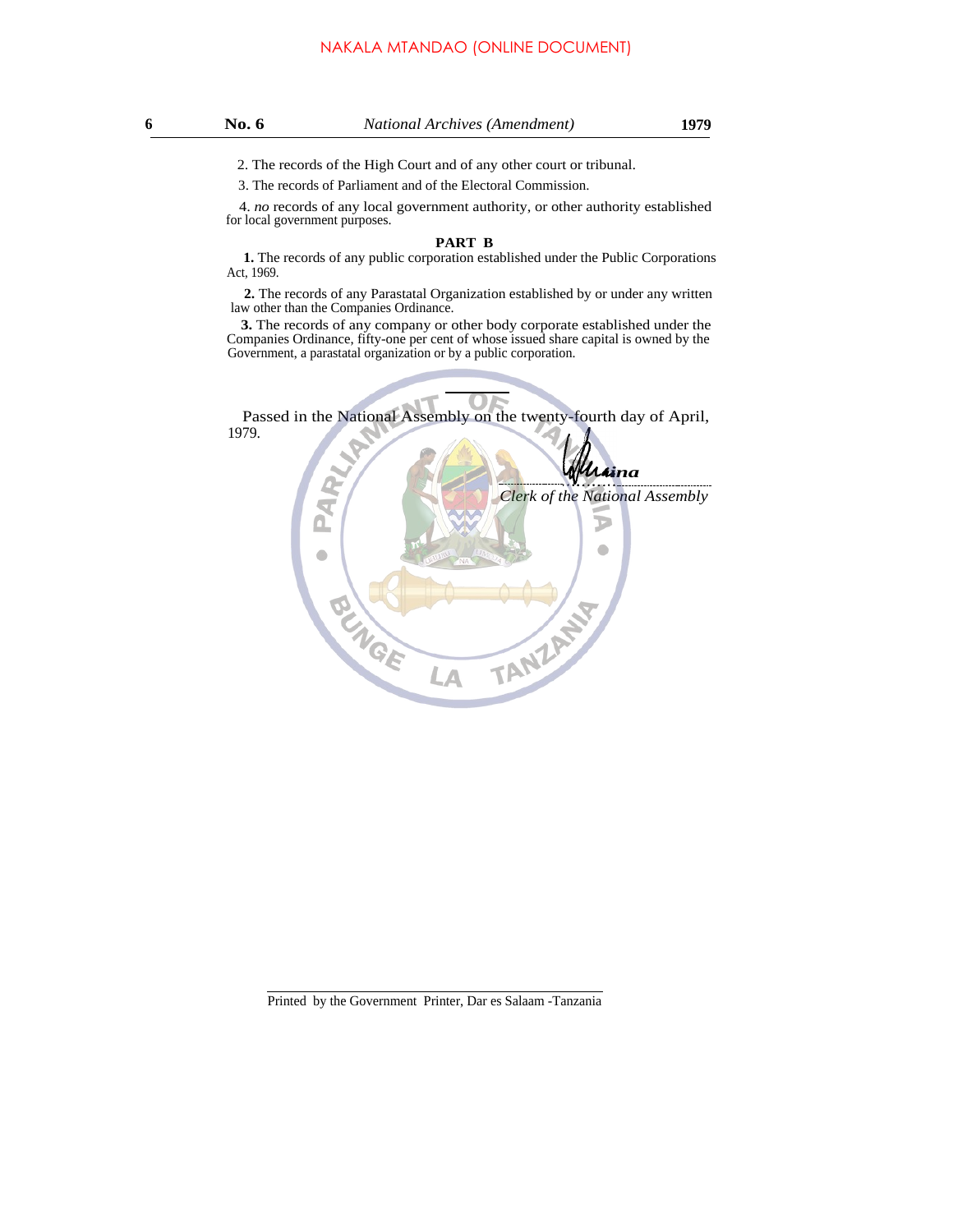2. The records of the High Court and of any other court or tribunal.

3. The records of Parliament and of the Electoral Commission.

4. *no* records of any local government authority, or other authority established for local government purposes.

**PART B**

**1.** The records of any public corporation established under the Public Corporations Act, 1969.

**2.** The records of any Parastatal Organization established by or under any written law other than the Companies Ordinance.

**3.** The records of any company or other body corporate established under the Companies Ordinance, fifty-one per cent of whose issued share capital is owned by the Government, a parastatal organization or by a public corporation.

---

Passed in the National Assembly on the twenty-fourth day of April, 1979.

*Msuaina*

*Clerk of the National Assembly*

Printed by the Government Printer, Dar es Salaam -Tanzania